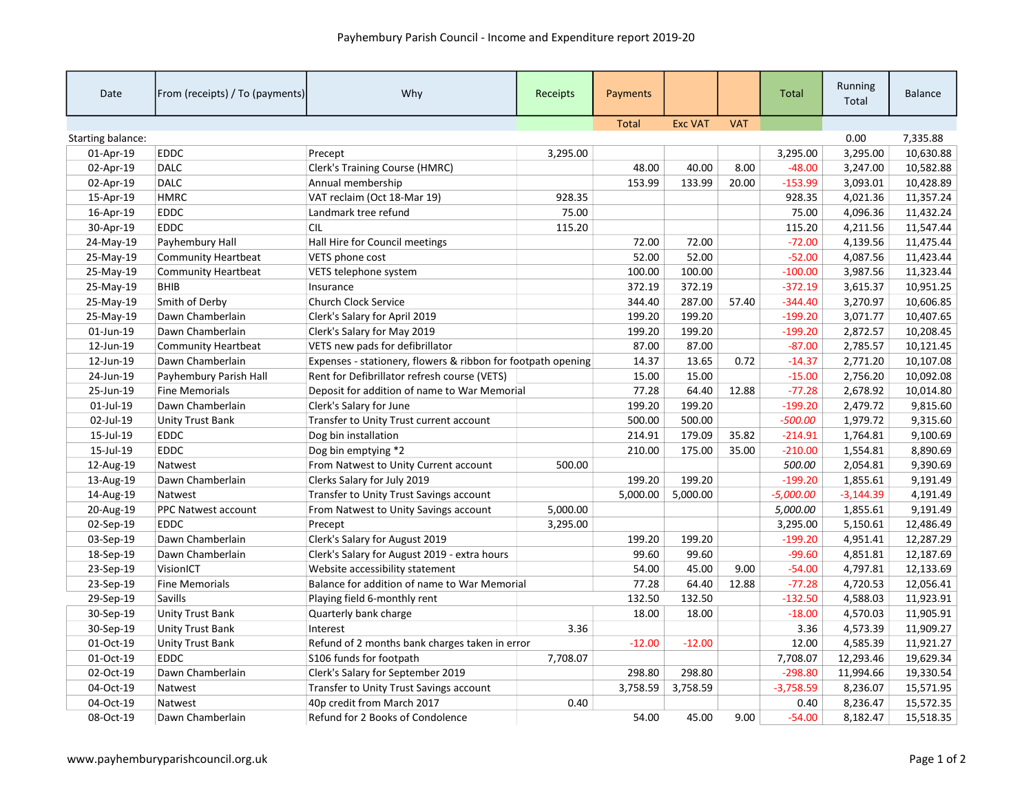# Payhembury Parish Council - Income and Expenditure report 2019-20

| Date | From (receipts) / To (payments) | Why | Receipts | Payments | | | Total | Running Total | Balance |
|---|---|---|---|---|---|---|---|---|---|
| | | | | Total | Exc VAT | VAT | | | |
| Starting balance: | | | | | | | | 0.00 | 7,335.88 |
| 01-Apr-19 | EDDC | Precept | 3,295.00 | | | | 3,295.00 | 3,295.00 | 10,630.88 |
| 02-Apr-19 | DALC | Clerk's Training Course (HMRC) | | 48.00 | 40.00 | 8.00 | -48.00 | 3,247.00 | 10,582.88 |
| 02-Apr-19 | DALC | Annual membership | | 153.99 | 133.99 | 20.00 | -153.99 | 3,093.01 | 10,428.89 |
| 15-Apr-19 | HMRC | VAT reclaim (Oct 18-Mar 19) | 928.35 | | | | 928.35 | 4,021.36 | 11,357.24 |
| 16-Apr-19 | EDDC | Landmark tree refund | 75.00 | | | | 75.00 | 4,096.36 | 11,432.24 |
| 30-Apr-19 | EDDC | CIL | 115.20 | | | | 115.20 | 4,211.56 | 11,547.44 |
| 24-May-19 | Payhembury Hall | Hall Hire for Council meetings | | 72.00 | 72.00 | | -72.00 | 4,139.56 | 11,475.44 |
| 25-May-19 | Community Heartbeat | VETS phone cost | | 52.00 | 52.00 | | -52.00 | 4,087.56 | 11,423.44 |
| 25-May-19 | Community Heartbeat | VETS telephone system | | 100.00 | 100.00 | | -100.00 | 3,987.56 | 11,323.44 |
| 25-May-19 | BHIB | Insurance | | 372.19 | 372.19 | | -372.19 | 3,615.37 | 10,951.25 |
| 25-May-19 | Smith of Derby | Church Clock Service | | 344.40 | 287.00 | 57.40 | -344.40 | 3,270.97 | 10,606.85 |
| 25-May-19 | Dawn Chamberlain | Clerk's Salary for April 2019 | | 199.20 | 199.20 | | -199.20 | 3,071.77 | 10,407.65 |
| 01-Jun-19 | Dawn Chamberlain | Clerk's Salary for May 2019 | | 199.20 | 199.20 | | -199.20 | 2,872.57 | 10,208.45 |
| 12-Jun-19 | Community Heartbeat | VETS new pads for defibrillator | | 87.00 | 87.00 | | -87.00 | 2,785.57 | 10,121.45 |
| 12-Jun-19 | Dawn Chamberlain | Expenses - stationery, flowers & ribbon for footpath opening | | 14.37 | 13.65 | 0.72 | -14.37 | 2,771.20 | 10,107.08 |
| 24-Jun-19 | Payhembury Parish Hall | Rent for Defibrillator refresh course (VETS) | | 15.00 | 15.00 | | -15.00 | 2,756.20 | 10,092.08 |
| 25-Jun-19 | Fine Memorials | Deposit for addition of name to War Memorial | | 77.28 | 64.40 | 12.88 | -77.28 | 2,678.92 | 10,014.80 |
| 01-Jul-19 | Dawn Chamberlain | Clerk's Salary for June | | 199.20 | 199.20 | | -199.20 | 2,479.72 | 9,815.60 |
| 02-Jul-19 | Unity Trust Bank | Transfer to Unity Trust current account | | 500.00 | 500.00 | | *-500.00* | 1,979.72 | 9,315.60 |
| 15-Jul-19 | EDDC | Dog bin installation | | 214.91 | 179.09 | 35.82 | -214.91 | 1,764.81 | 9,100.69 |
| 15-Jul-19 | EDDC | Dog bin emptying *2 | | 210.00 | 175.00 | 35.00 | -210.00 | 1,554.81 | 8,890.69 |
| 12-Aug-19 | Natwest | From Natwest to Unity Current account | 500.00 | | | | *500.00* | 2,054.81 | 9,390.69 |
| 13-Aug-19 | Dawn Chamberlain | Clerks Salary for July 2019 | | 199.20 | 199.20 | | -199.20 | 1,855.61 | 9,191.49 |
| 14-Aug-19 | Natwest | Transfer to Unity Trust Savings account | | 5,000.00 | 5,000.00 | | *-5,000.00* | -3,144.39 | 4,191.49 |
| 20-Aug-19 | PPC Natwest account | From Natwest to Unity Savings account | 5,000.00 | | | | *5,000.00* | 1,855.61 | 9,191.49 |
| 02-Sep-19 | EDDC | Precept | 3,295.00 | | | | 3,295.00 | 5,150.61 | 12,486.49 |
| 03-Sep-19 | Dawn Chamberlain | Clerk's Salary for August 2019 | | 199.20 | 199.20 | | -199.20 | 4,951.41 | 12,287.29 |
| 18-Sep-19 | Dawn Chamberlain | Clerk's Salary for August 2019 - extra hours | | 99.60 | 99.60 | | -99.60 | 4,851.81 | 12,187.69 |
| 23-Sep-19 | VisionICT | Website accessibility statement | | 54.00 | 45.00 | 9.00 | -54.00 | 4,797.81 | 12,133.69 |
| 23-Sep-19 | Fine Memorials | Balance for addition of name to War Memorial | | 77.28 | 64.40 | 12.88 | -77.28 | 4,720.53 | 12,056.41 |
| 29-Sep-19 | Savills | Playing field 6-monthly rent | | 132.50 | 132.50 | | -132.50 | 4,588.03 | 11,923.91 |
| 30-Sep-19 | Unity Trust Bank | Quarterly bank charge | | 18.00 | 18.00 | | -18.00 | 4,570.03 | 11,905.91 |
| 30-Sep-19 | Unity Trust Bank | Interest | 3.36 | | | | 3.36 | 4,573.39 | 11,909.27 |
| 01-Oct-19 | Unity Trust Bank | Refund of 2 months bank charges taken in error | | -12.00 | -12.00 | | 12.00 | 4,585.39 | 11,921.27 |
| 01-Oct-19 | EDDC | S106 funds for footpath | 7,708.07 | | | | 7,708.07 | 12,293.46 | 19,629.34 |
| 02-Oct-19 | Dawn Chamberlain | Clerk's Salary for September 2019 | | 298.80 | 298.80 | | -298.80 | 11,994.66 | 19,330.54 |
| 04-Oct-19 | Natwest | Transfer to Unity Trust Savings account | | 3,758.59 | 3,758.59 | | -3,758.59 | 8,236.07 | 15,571.95 |
| 04-Oct-19 | Natwest | 40p credit from March 2017 | 0.40 | | | | 0.40 | 8,236.47 | 15,572.35 |
| 08-Oct-19 | Dawn Chamberlain | Refund for 2 Books of Condolence | | 54.00 | 45.00 | 9.00 | -54.00 | 8,182.47 | 15,518.35 |

www.payhemburyparishcouncil.org.uk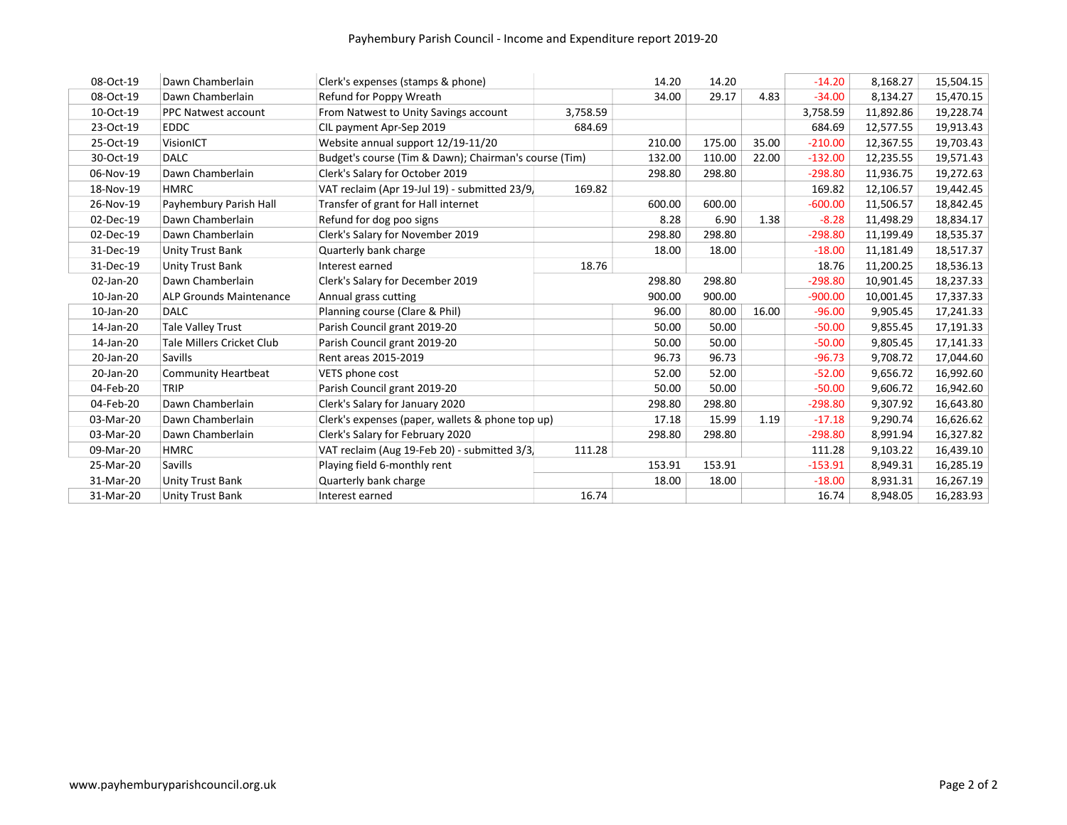| | | | | | | | | | |
|---|---|---|---|---|---|---|---|---|---|
| 08-Oct-19 | Dawn Chamberlain | Clerk's expenses (stamps & phone) | | 14.20 | 14.20 | | -14.20 | 8,168.27 | 15,504.15 |
| 08-Oct-19 | Dawn Chamberlain | Refund for Poppy Wreath | | 34.00 | 29.17 | 4.83 | -34.00 | 8,134.27 | 15,470.15 |
| 10-Oct-19 | PPC Natwest account | From Natwest to Unity Savings account | 3,758.59 | | | | 3,758.59 | 11,892.86 | 19,228.74 |
| 23-Oct-19 | EDDC | CIL payment Apr-Sep 2019 | 684.69 | | | | 684.69 | 12,577.55 | 19,913.43 |
| 25-Oct-19 | VisionICT | Website annual support 12/19-11/20 | | 210.00 | 175.00 | 35.00 | -210.00 | 12,367.55 | 19,703.43 |
| 30-Oct-19 | DALC | Budget's course (Tim & Dawn); Chairman's course (Tim) | | 132.00 | 110.00 | 22.00 | -132.00 | 12,235.55 | 19,571.43 |
| 06-Nov-19 | Dawn Chamberlain | Clerk's Salary for October 2019 | | 298.80 | 298.80 | | -298.80 | 11,936.75 | 19,272.63 |
| 18-Nov-19 | HMRC | VAT reclaim (Apr 19-Jul 19) - submitted 23/9, | 169.82 | | | | 169.82 | 12,106.57 | 19,442.45 |
| 26-Nov-19 | Payhembury Parish Hall | Transfer of grant for Hall internet | | 600.00 | 600.00 | | -600.00 | 11,506.57 | 18,842.45 |
| 02-Dec-19 | Dawn Chamberlain | Refund for dog poo signs | | 8.28 | 6.90 | 1.38 | -8.28 | 11,498.29 | 18,834.17 |
| 02-Dec-19 | Dawn Chamberlain | Clerk's Salary for November 2019 | | 298.80 | 298.80 | | -298.80 | 11,199.49 | 18,535.37 |
| 31-Dec-19 | Unity Trust Bank | Quarterly bank charge | | 18.00 | 18.00 | | -18.00 | 11,181.49 | 18,517.37 |
| 31-Dec-19 | Unity Trust Bank | Interest earned | 18.76 | | | | 18.76 | 11,200.25 | 18,536.13 |
| 02-Jan-20 | Dawn Chamberlain | Clerk's Salary for December 2019 | | 298.80 | 298.80 | | -298.80 | 10,901.45 | 18,237.33 |
| 10-Jan-20 | ALP Grounds Maintenance | Annual grass cutting | | 900.00 | 900.00 | | -900.00 | 10,001.45 | 17,337.33 |
| 10-Jan-20 | DALC | Planning course (Clare & Phil) | | 96.00 | 80.00 | 16.00 | -96.00 | 9,905.45 | 17,241.33 |
| 14-Jan-20 | Tale Valley Trust | Parish Council grant 2019-20 | | 50.00 | 50.00 | | -50.00 | 9,855.45 | 17,191.33 |
| 14-Jan-20 | Tale Millers Cricket Club | Parish Council grant 2019-20 | | 50.00 | 50.00 | | -50.00 | 9,805.45 | 17,141.33 |
| 20-Jan-20 | Savills | Rent areas 2015-2019 | | 96.73 | 96.73 | | -96.73 | 9,708.72 | 17,044.60 |
| 20-Jan-20 | Community Heartbeat | VETS phone cost | | 52.00 | 52.00 | | -52.00 | 9,656.72 | 16,992.60 |
| 04-Feb-20 | TRIP | Parish Council grant 2019-20 | | 50.00 | 50.00 | | -50.00 | 9,606.72 | 16,942.60 |
| 04-Feb-20 | Dawn Chamberlain | Clerk's Salary for January 2020 | | 298.80 | 298.80 | | -298.80 | 9,307.92 | 16,643.80 |
| 03-Mar-20 | Dawn Chamberlain | Clerk's expenses (paper, wallets & phone top up) | | 17.18 | 15.99 | 1.19 | -17.18 | 9,290.74 | 16,626.62 |
| 03-Mar-20 | Dawn Chamberlain | Clerk's Salary for February 2020 | | 298.80 | 298.80 | | -298.80 | 8,991.94 | 16,327.82 |
| 09-Mar-20 | HMRC | VAT reclaim (Aug 19-Feb 20) - submitted 3/3, | 111.28 | | | | 111.28 | 9,103.22 | 16,439.10 |
| 25-Mar-20 | Savills | Playing field 6-monthly rent | | 153.91 | 153.91 | | -153.91 | 8,949.31 | 16,285.19 |
| 31-Mar-20 | Unity Trust Bank | Quarterly bank charge | | 18.00 | 18.00 | | -18.00 | 8,931.31 | 16,267.19 |
| 31-Mar-20 | Unity Trust Bank | Interest earned | 16.74 | | | | 16.74 | 8,948.05 | 16,283.93 |

www.payhemburyparishcouncil.org.uk